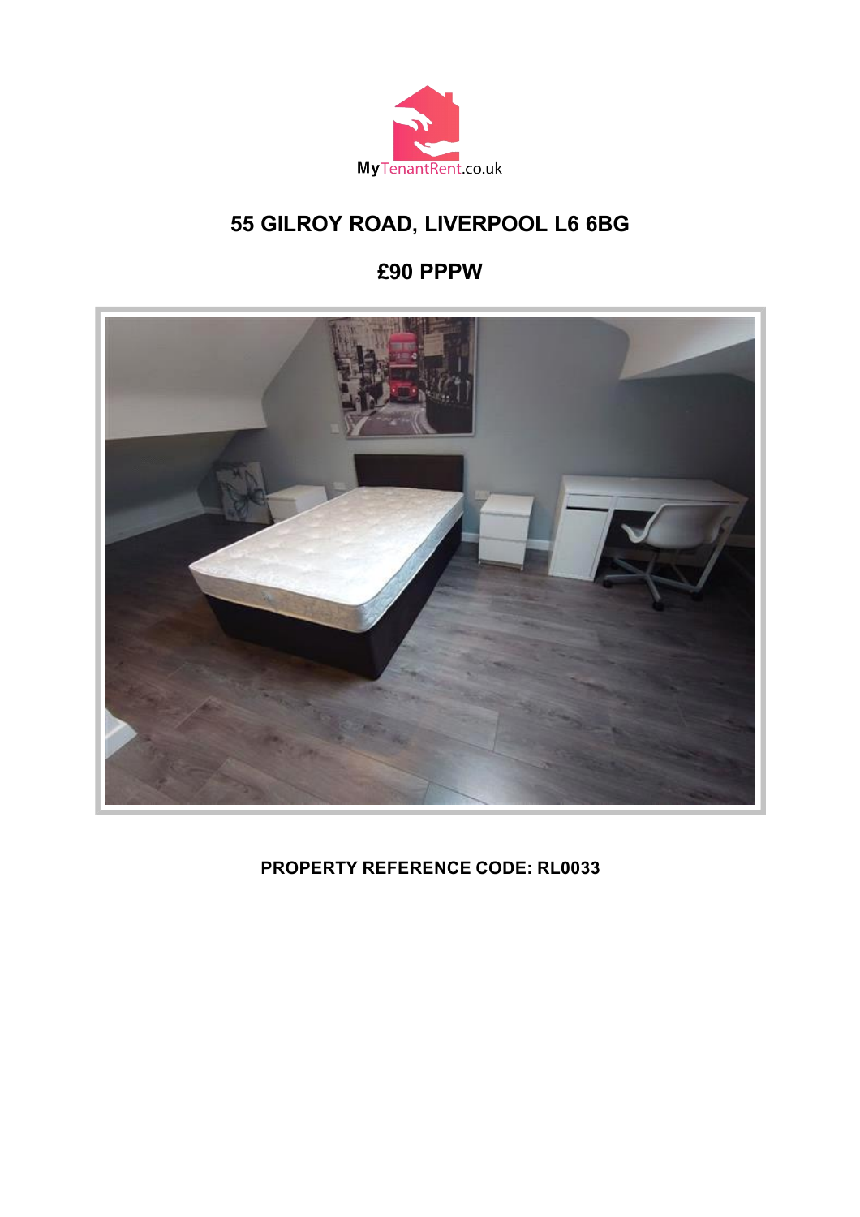MyTenantRent.co.uk

# 55 GILROY ROAD, LIVERPOOL L6 6BG

## £90 PPPW

**PROPERTY REFERENCE CODE: RL0033**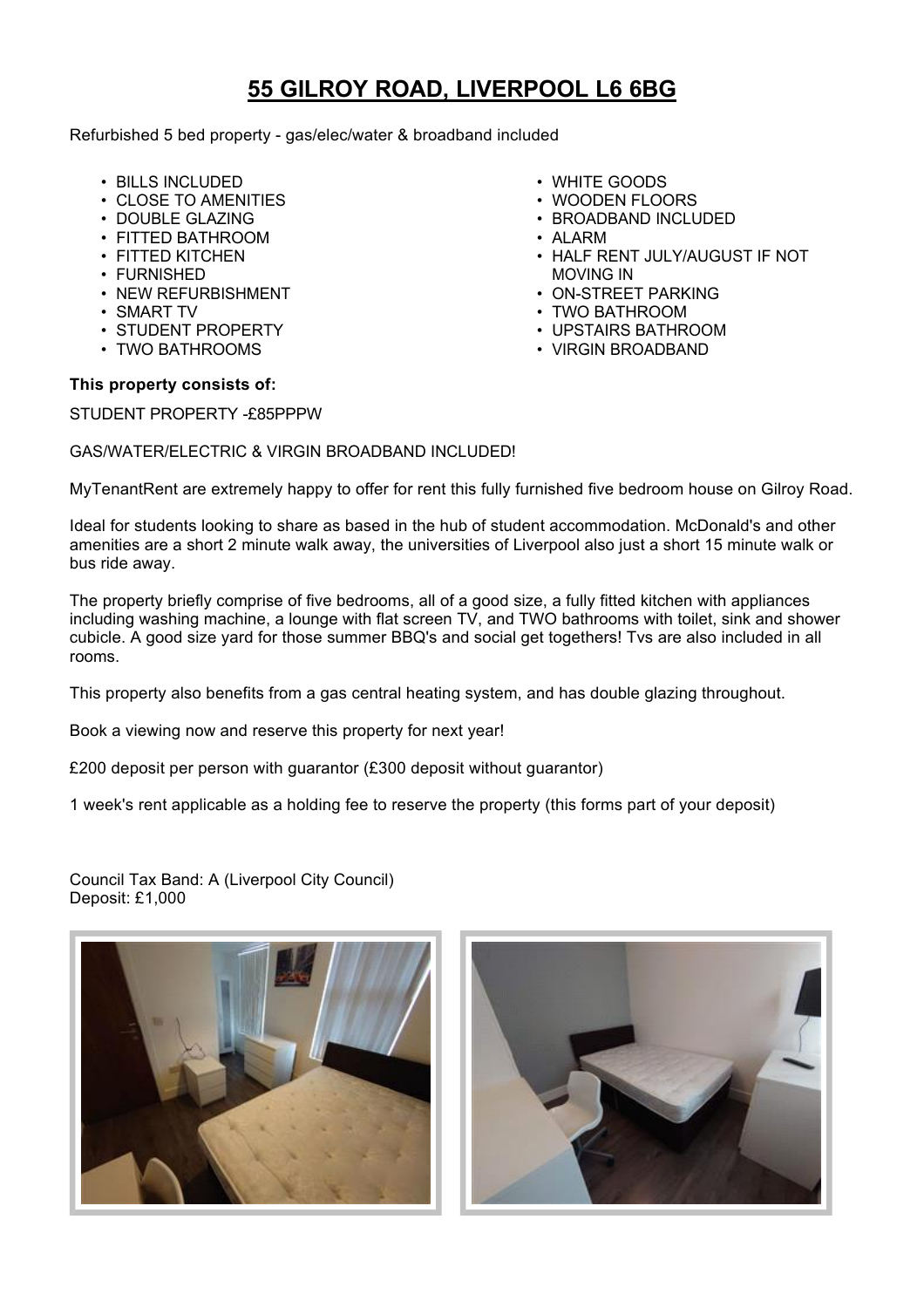# 55 GILROY ROAD, LIVERPOOL L6 6BG

Refurbished 5 bed property - gas/elec/water & broadband included

- BILLS INCLUDED
- CLOSE TO AMENITIES
- DOUBLE GLAZING
- FITTED BATHROOM
- FITTED KITCHEN
- FURNISHED
- NEW REFURBISHMENT
- SMART TV
- STUDENT PROPERTY
- TWO BATHROOMS
- WHITE GOODS
- WOODEN FLOORS
- BROADBAND INCLUDED
- ALARM
- HALF RENT JULY/AUGUST IF NOT MOVING IN
- ON-STREET PARKING
- TWO BATHROOM
- UPSTAIRS BATHROOM
- VIRGIN BROADBAND

**This property consists of:**

STUDENT PROPERTY -£85PPPW

GAS/WATER/ELECTRIC & VIRGIN BROADBAND INCLUDED!

MyTenantRent are extremely happy to offer for rent this fully furnished five bedroom house on Gilroy Road.

Ideal for students looking to share as based in the hub of student accommodation. McDonald's and other amenities are a short 2 minute walk away, the universities of Liverpool also just a short 15 minute walk or bus ride away.

The property briefly comprise of five bedrooms, all of a good size, a fully fitted kitchen with appliances including washing machine, a lounge with flat screen TV, and TWO bathrooms with toilet, sink and shower cubicle. A good size yard for those summer BBQ's and social get togethers! Tvs are also included in all rooms.

This property also benefits from a gas central heating system, and has double glazing throughout.

Book a viewing now and reserve this property for next year!

£200 deposit per person with guarantor (£300 deposit without guarantor)

1 week's rent applicable as a holding fee to reserve the property (this forms part of your deposit)

Council Tax Band: A (Liverpool City Council)
Deposit: £1,000